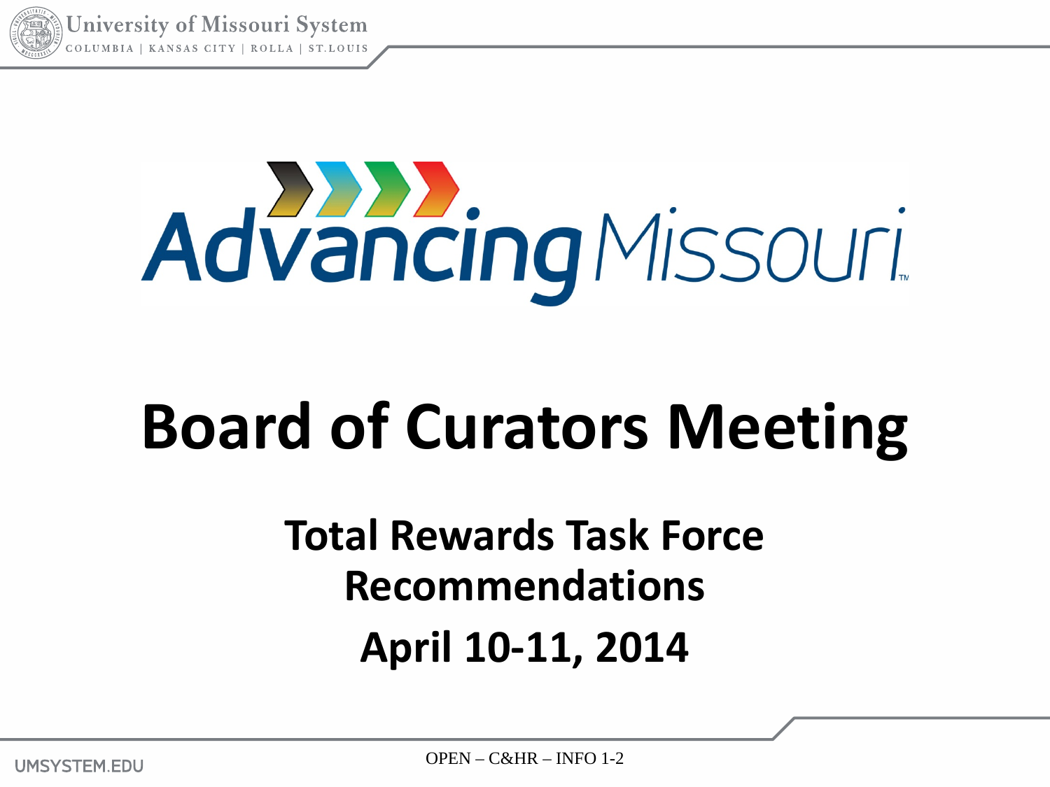Advancing Missouri

# Board of Curators Meeting

## Total Rewards Task Force Recommendations

## April 10-11, 2014

OPEN – C&HR – INFO 1-2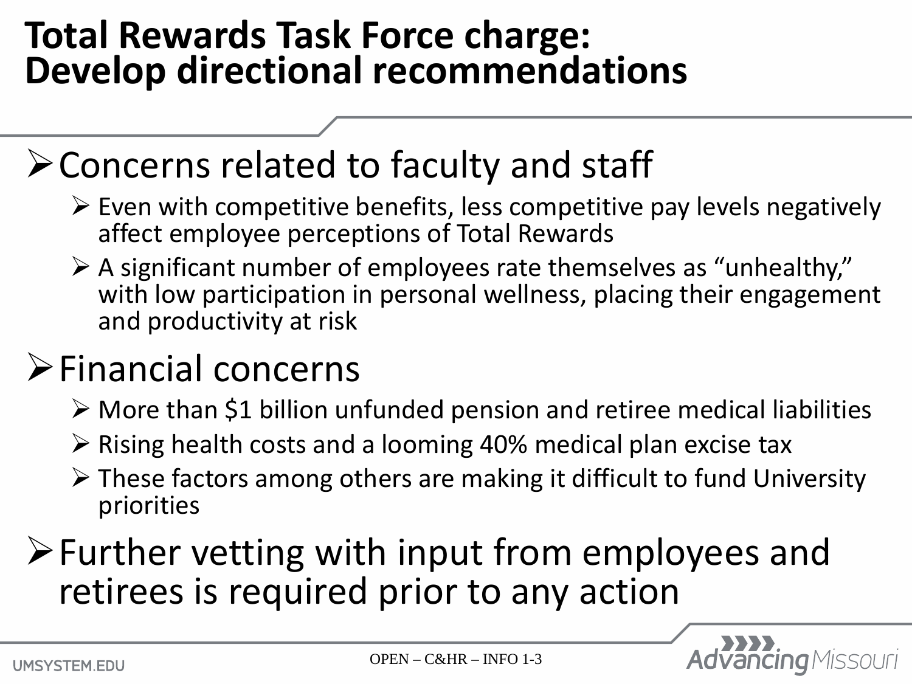# Total Rewards Task Force charge: Develop directional recommendations

- Concerns related to faculty and staff
  - Even with competitive benefits, less competitive pay levels negatively affect employee perceptions of Total Rewards
  - A significant number of employees rate themselves as "unhealthy," with low participation in personal wellness, placing their engagement and productivity at risk
- Financial concerns
  - More than $1 billion unfunded pension and retiree medical liabilities
  - Rising health costs and a looming 40% medical plan excise tax
  - These factors among others are making it difficult to fund University priorities
- Further vetting with input from employees and retirees is required prior to any action

OPEN – C&HR – INFO 1-3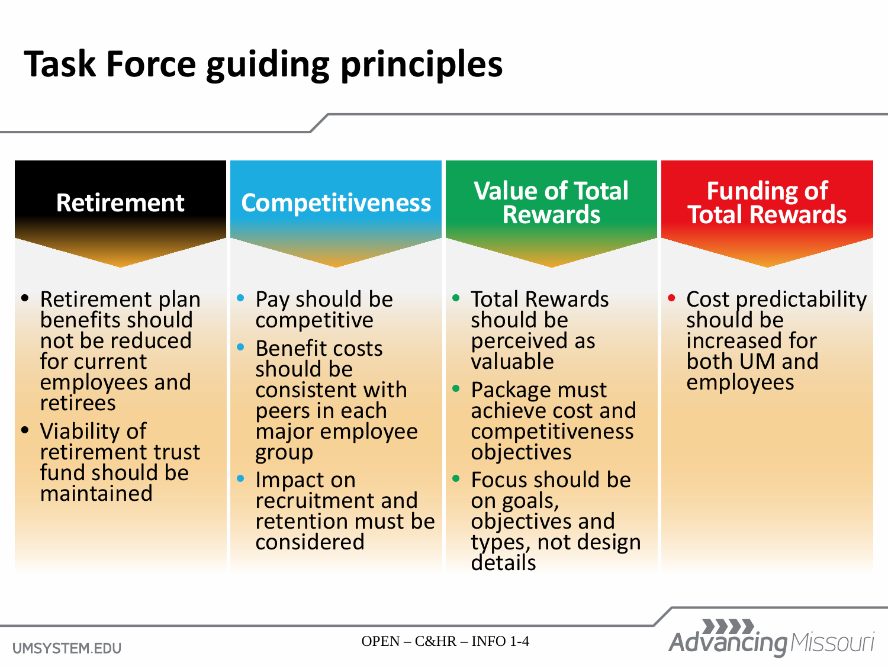# Task Force guiding principles

## Retirement

- Retirement plan benefits should not be reduced for current employees and retirees
- Viability of retirement trust fund should be maintained

## Competitiveness

- Pay should be competitive
- Benefit costs should be consistent with peers in each major employee group
- Impact on recruitment and retention must be considered

## Value of Total Rewards

- Total Rewards should be perceived as valuable
- Package must achieve cost and competitiveness objectives
- Focus should be on goals, objectives and types, not design details

## Funding of Total Rewards

- Cost predictability should be increased for both UM and employees

OPEN – C&HR – INFO 1-4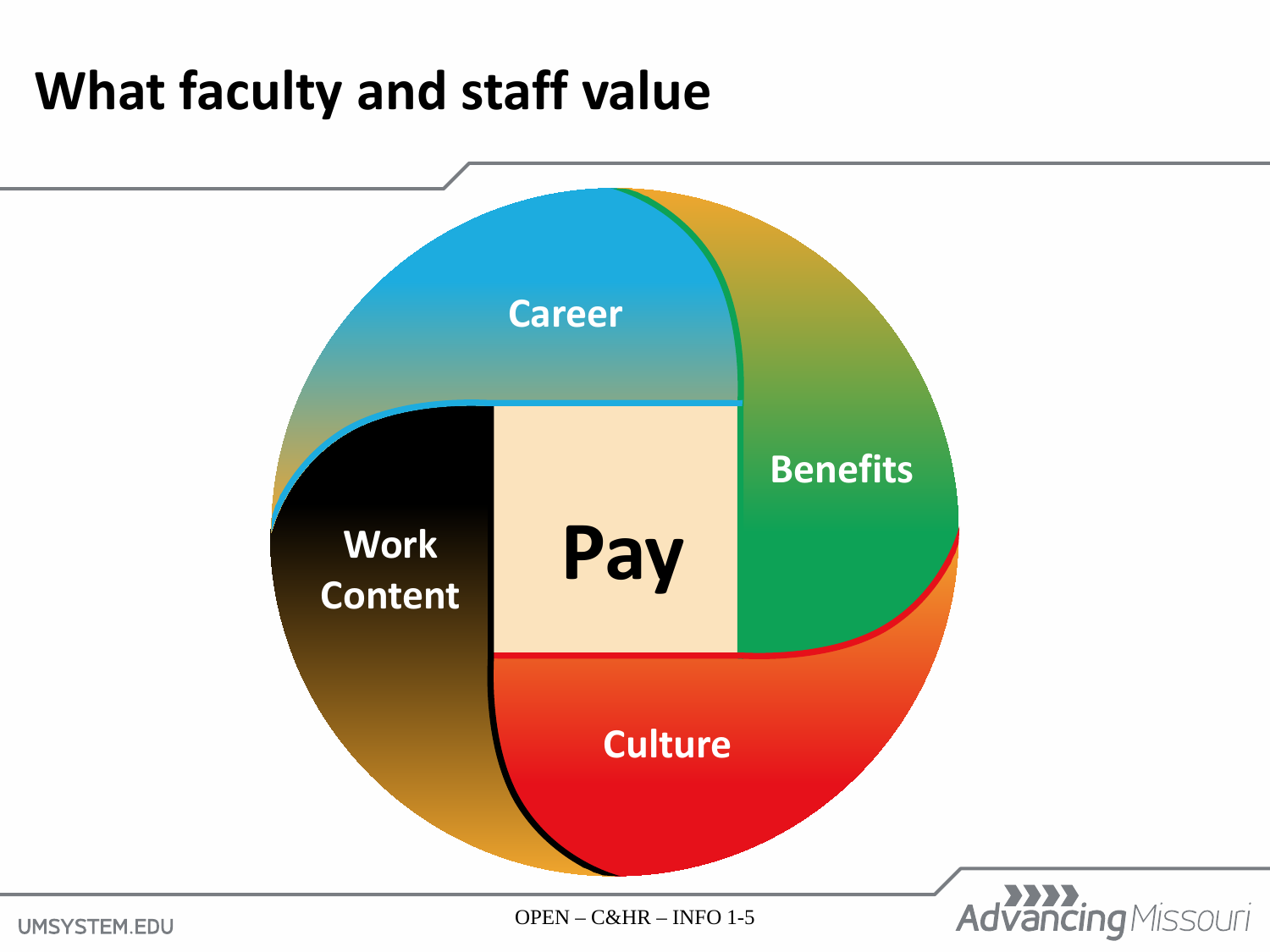# What faculty and staff value

Career

Benefits

Work Content

Pay

Culture

OPEN – C&HR – INFO 1-5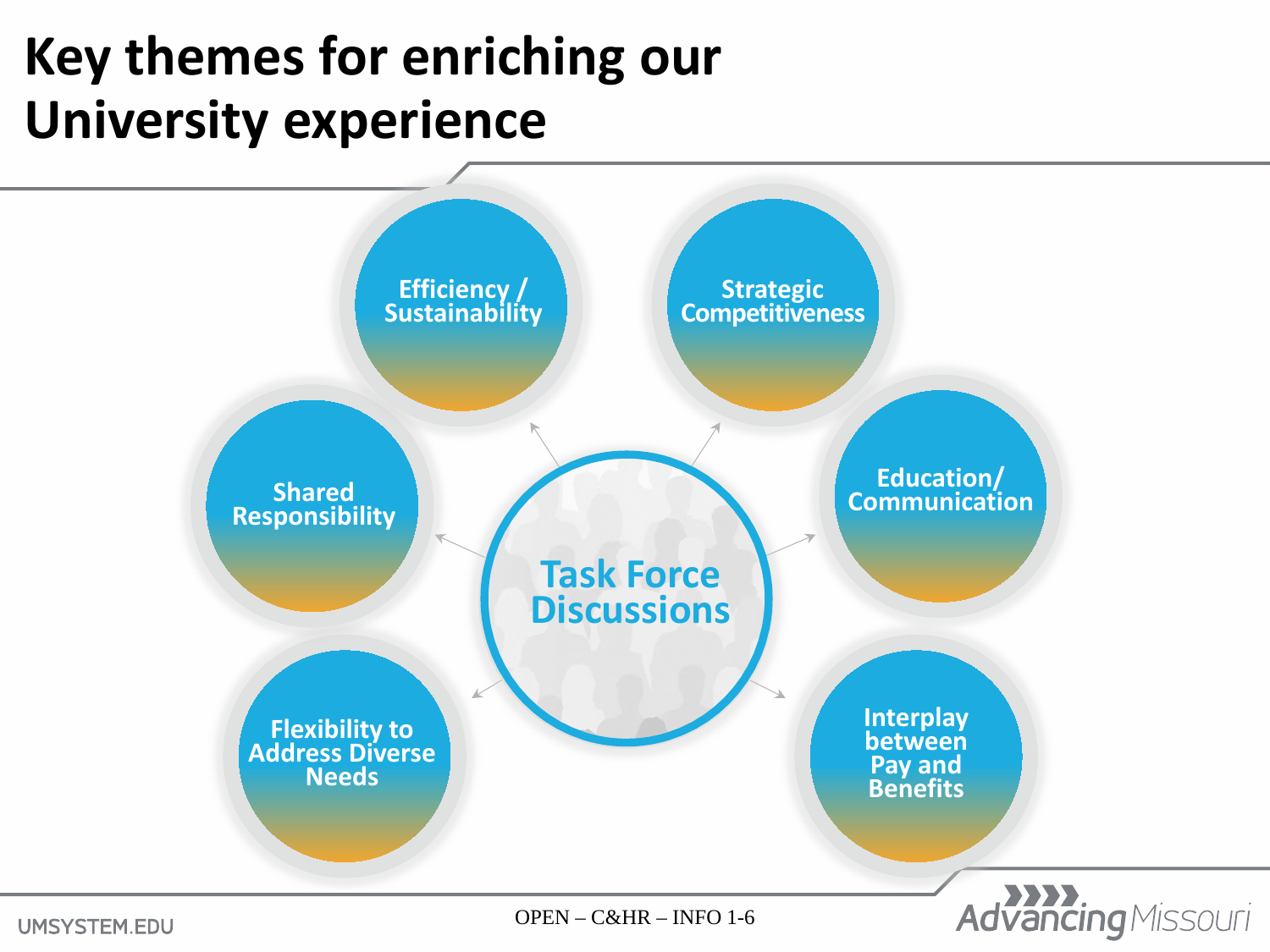# Key themes for enriching our University experience

**Task Force Discussions**

- Efficiency / Sustainability
- Strategic Competitiveness
- Education/ Communication
- Interplay between Pay and Benefits
- Flexibility to Address Diverse Needs
- Shared Responsibility

OPEN – C&HR – INFO 1-6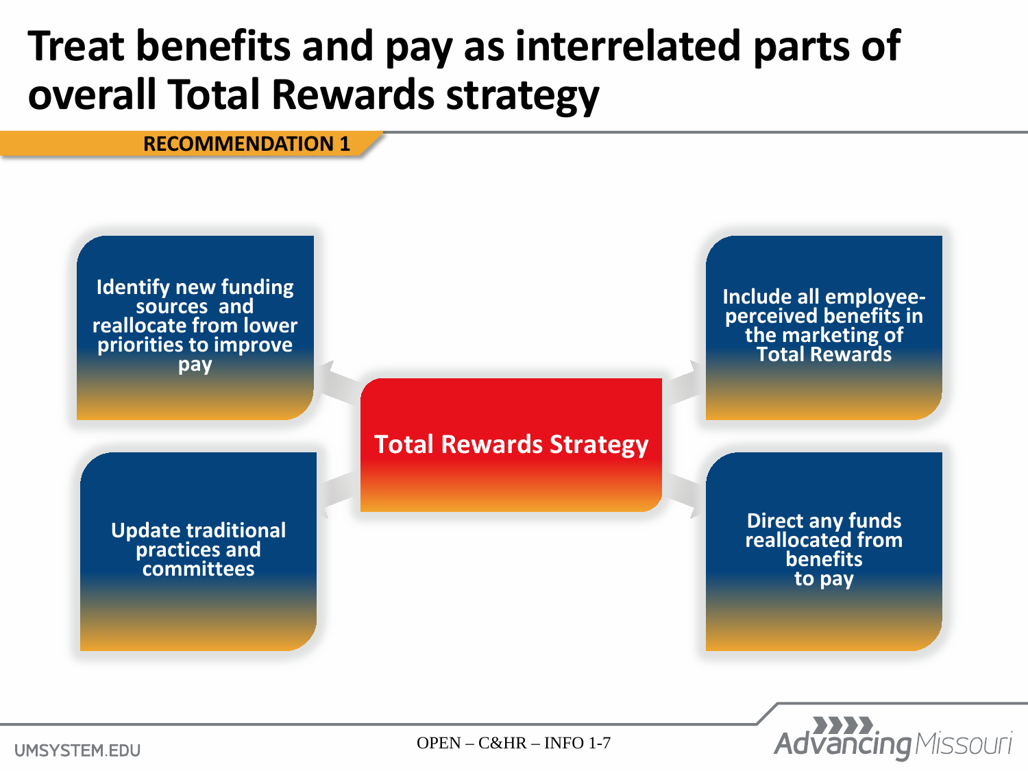# Treat benefits and pay as interrelated parts of overall Total Rewards strategy

**RECOMMENDATION 1**

**Total Rewards Strategy**

- Identify new funding sources and reallocate from lower priorities to improve pay
- Update traditional practices and committees
- Include all employee-perceived benefits in the marketing of Total Rewards
- Direct any funds reallocated from benefits to pay

OPEN – C&HR – INFO 1-7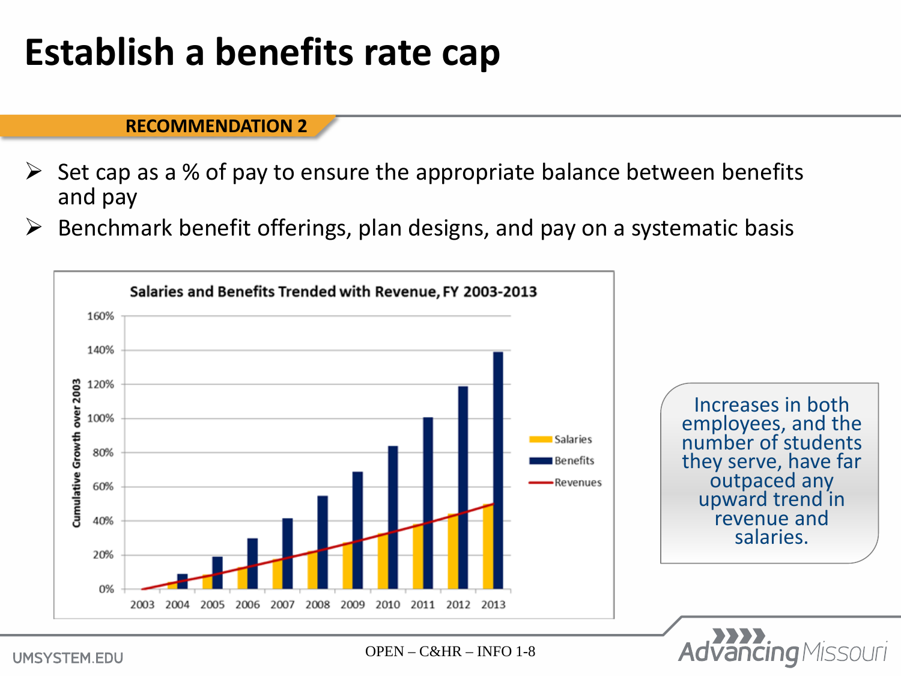# Establish a benefits rate cap

**RECOMMENDATION 2**

- Set cap as a % of pay to ensure the appropriate balance between benefits and pay
- Benchmark benefit offerings, plan designs, and pay on a systematic basis

**Salaries and Benefits Trended with Revenue, FY 2003-2013**

Cumulative Growth over 2003

Legend: Salaries, Benefits, Revenues

Years: 2003, 2004, 2005, 2006, 2007, 2008, 2009, 2010, 2011, 2012, 2013

Y-axis: 0%, 20%, 40%, 60%, 80%, 100%, 120%, 140%, 160%

Increases in both employees, and the number of students they serve, have far outpaced any upward trend in revenue and salaries.

OPEN – C&HR – INFO 1-8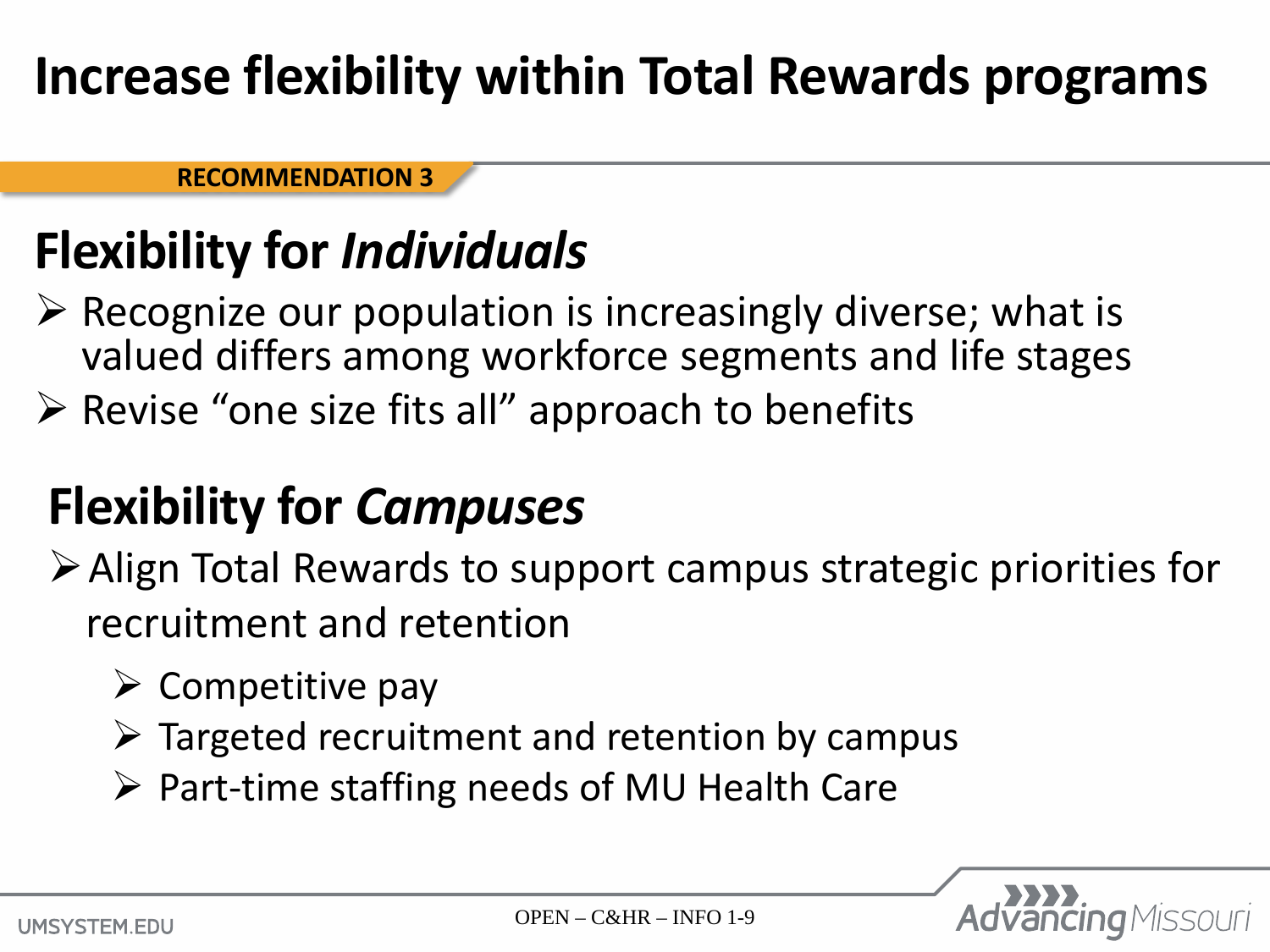# Increase flexibility within Total Rewards programs

**RECOMMENDATION 3**

## Flexibility for *Individuals*

- Recognize our population is increasingly diverse; what is valued differs among workforce segments and life stages
- Revise "one size fits all" approach to benefits

## Flexibility for *Campuses*

- Align Total Rewards to support campus strategic priorities for recruitment and retention
  - Competitive pay
  - Targeted recruitment and retention by campus
  - Part-time staffing needs of MU Health Care

OPEN – C&HR – INFO 1-9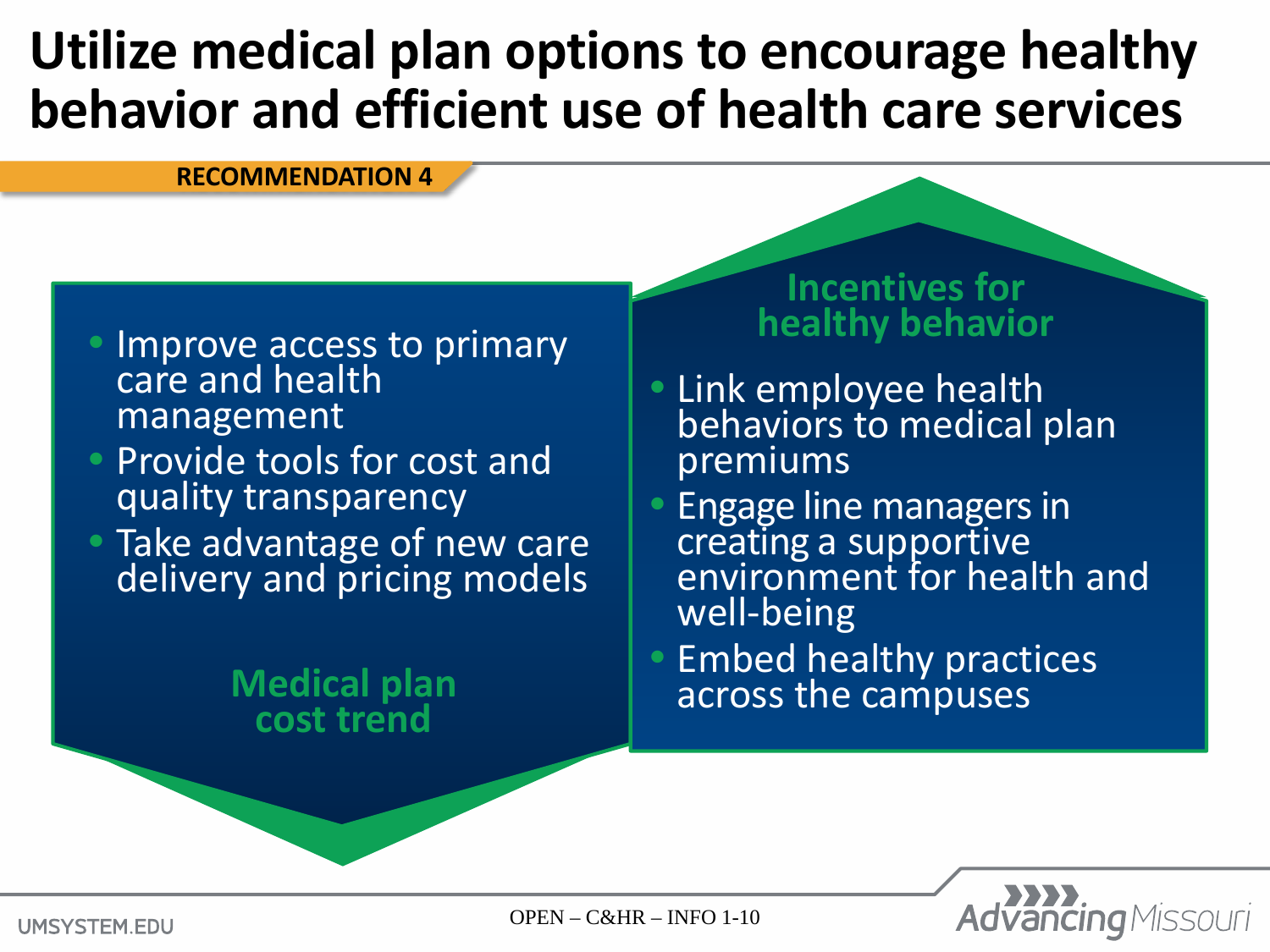# Utilize medical plan options to encourage healthy behavior and efficient use of health care services

**RECOMMENDATION 4**

## Medical plan cost trend

- Improve access to primary care and health management
- Provide tools for cost and quality transparency
- Take advantage of new care delivery and pricing models

## Incentives for healthy behavior

- Link employee health behaviors to medical plan premiums
- Engage line managers in creating a supportive environment for health and well-being
- Embed healthy practices across the campuses

OPEN – C&HR – INFO 1-10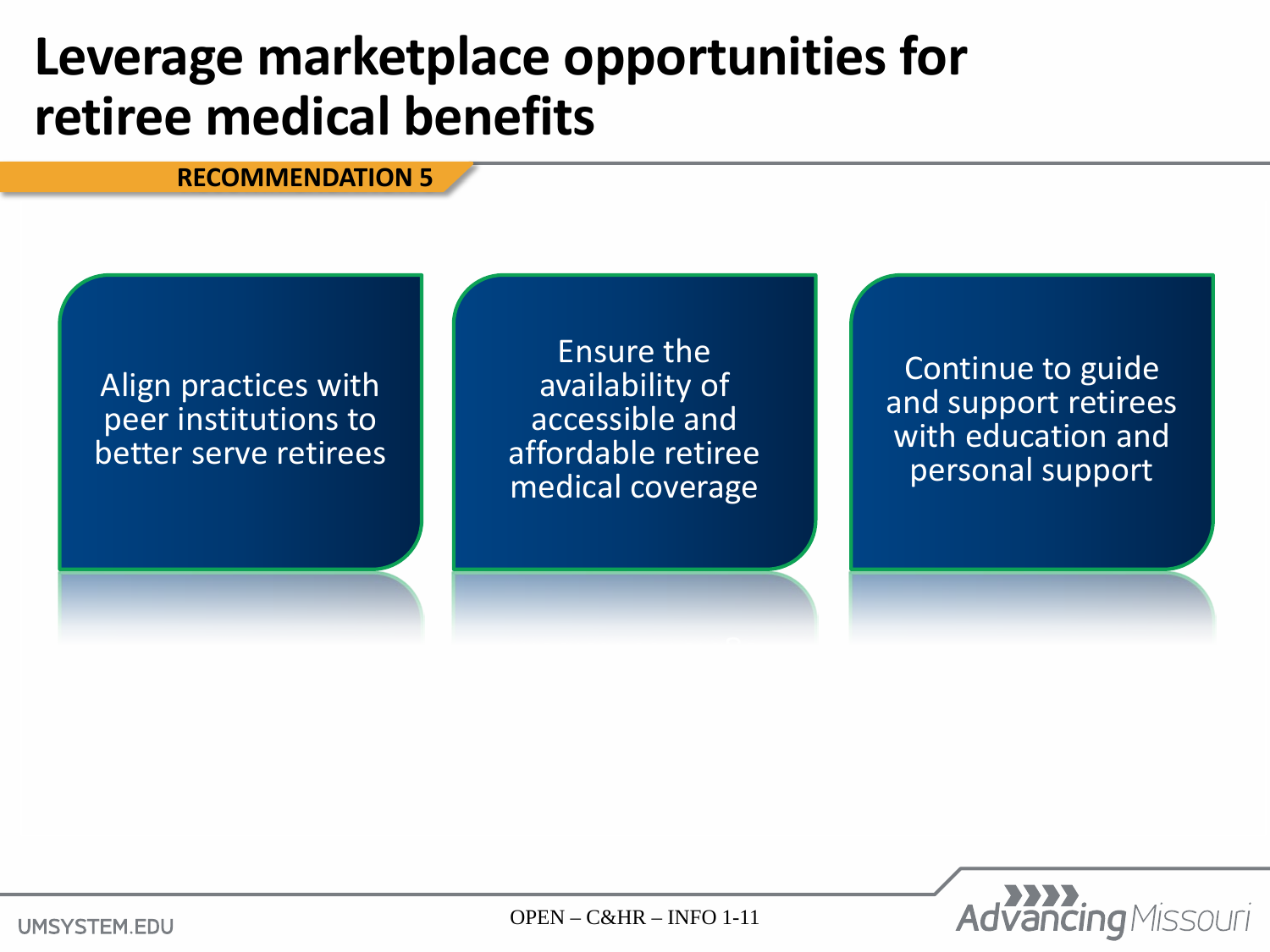# Leverage marketplace opportunities for retiree medical benefits

**RECOMMENDATION 5**

- Align practices with peer institutions to better serve retirees
- Ensure the availability of accessible and affordable retiree medical coverage
- Continue to guide and support retirees with education and personal support

OPEN – C&HR – INFO 1-11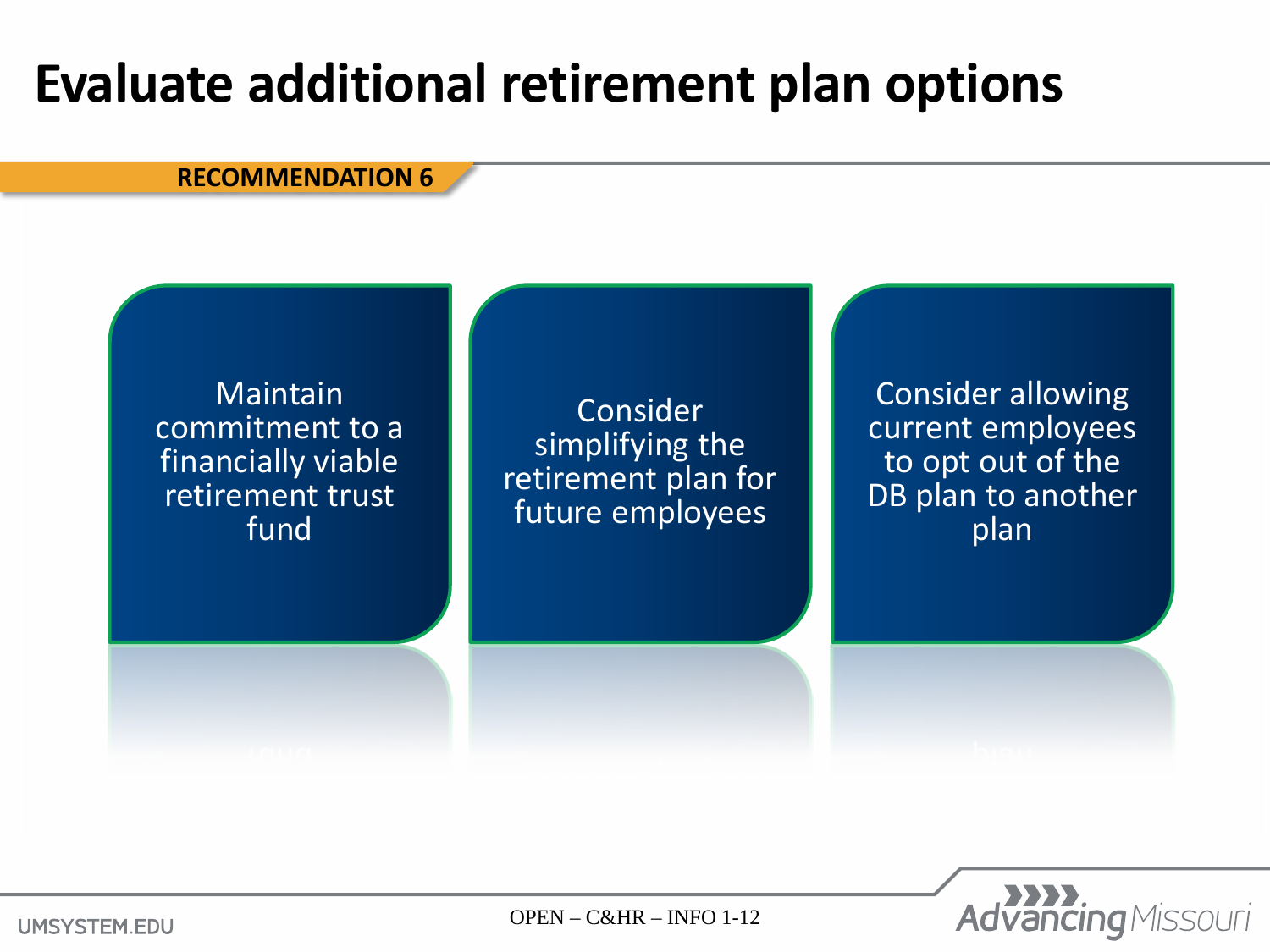# Evaluate additional retirement plan options

**RECOMMENDATION 6**

- Maintain commitment to a financially viable retirement trust fund
- Consider simplifying the retirement plan for future employees
- Consider allowing current employees to opt out of the DB plan to another plan

OPEN – C&HR – INFO 1-12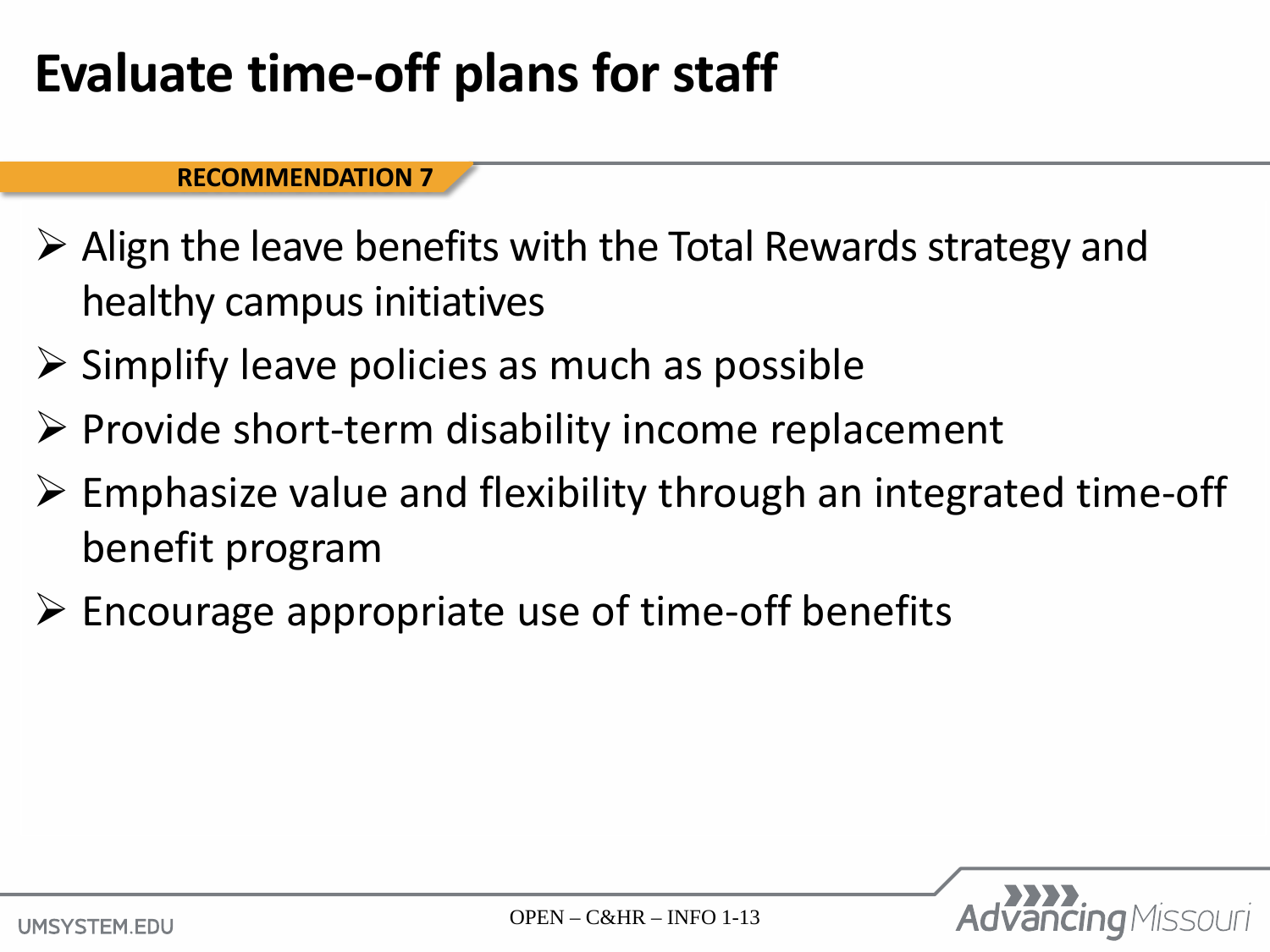# Evaluate time-off plans for staff

**RECOMMENDATION 7**

- Align the leave benefits with the Total Rewards strategy and healthy campus initiatives
- Simplify leave policies as much as possible
- Provide short-term disability income replacement
- Emphasize value and flexibility through an integrated time-off benefit program
- Encourage appropriate use of time-off benefits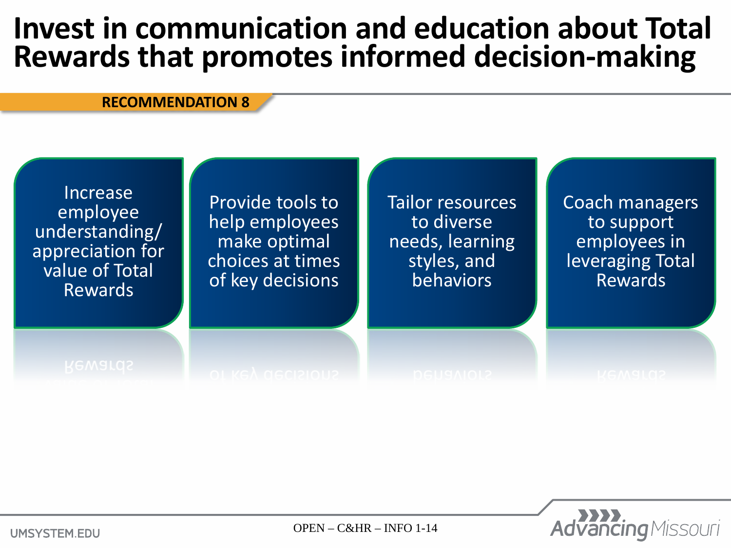# Invest in communication and education about Total Rewards that promotes informed decision-making

**RECOMMENDATION 8**

- Increase employee understanding/ appreciation for value of Total Rewards
- Provide tools to help employees make optimal choices at times of key decisions
- Tailor resources to diverse needs, learning styles, and behaviors
- Coach managers to support employees in leveraging Total Rewards

OPEN – C&HR – INFO 1-14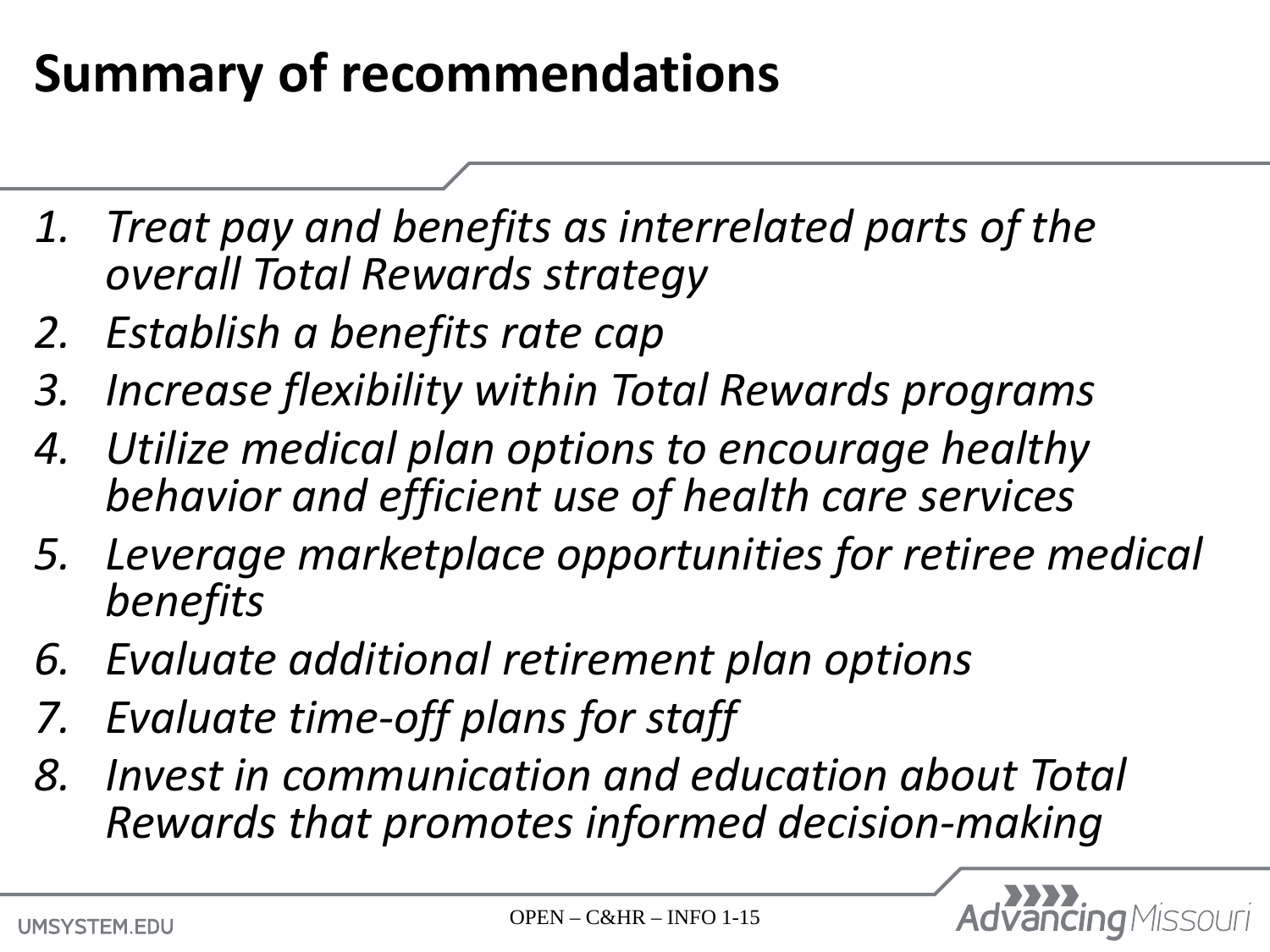# Summary of recommendations

1. *Treat pay and benefits as interrelated parts of the overall Total Rewards strategy*
2. *Establish a benefits rate cap*
3. *Increase flexibility within Total Rewards programs*
4. *Utilize medical plan options to encourage healthy behavior and efficient use of health care services*
5. *Leverage marketplace opportunities for retiree medical benefits*
6. *Evaluate additional retirement plan options*
7. *Evaluate time-off plans for staff*
8. *Invest in communication and education about Total Rewards that promotes informed decision-making*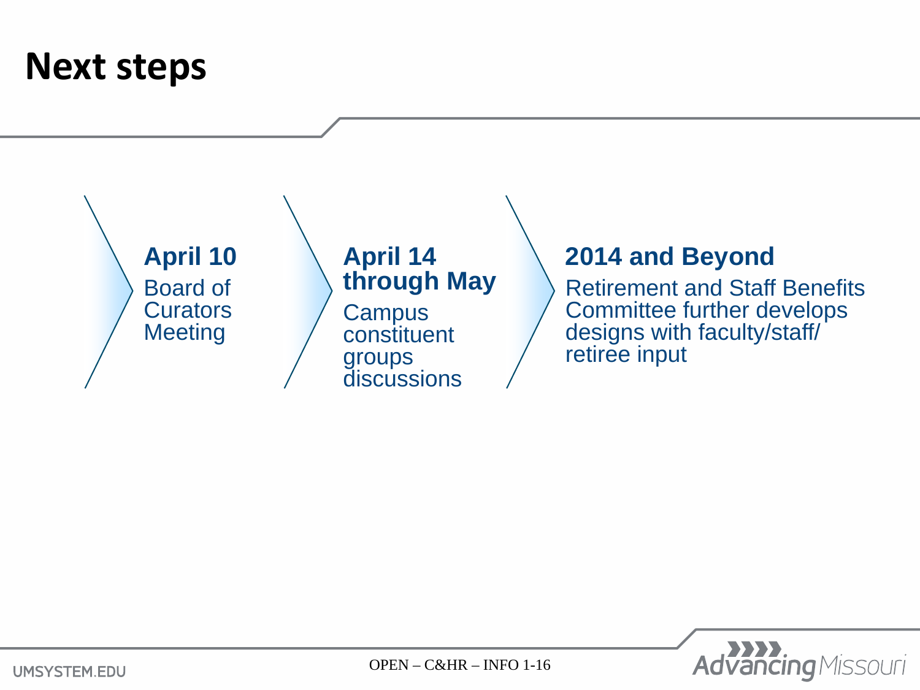# Next steps

**April 10**
Board of Curators Meeting

**April 14 through May**
Campus constituent groups discussions

**2014 and Beyond**
Retirement and Staff Benefits Committee further develops designs with faculty/staff/retiree input

OPEN – C&HR – INFO 1-16